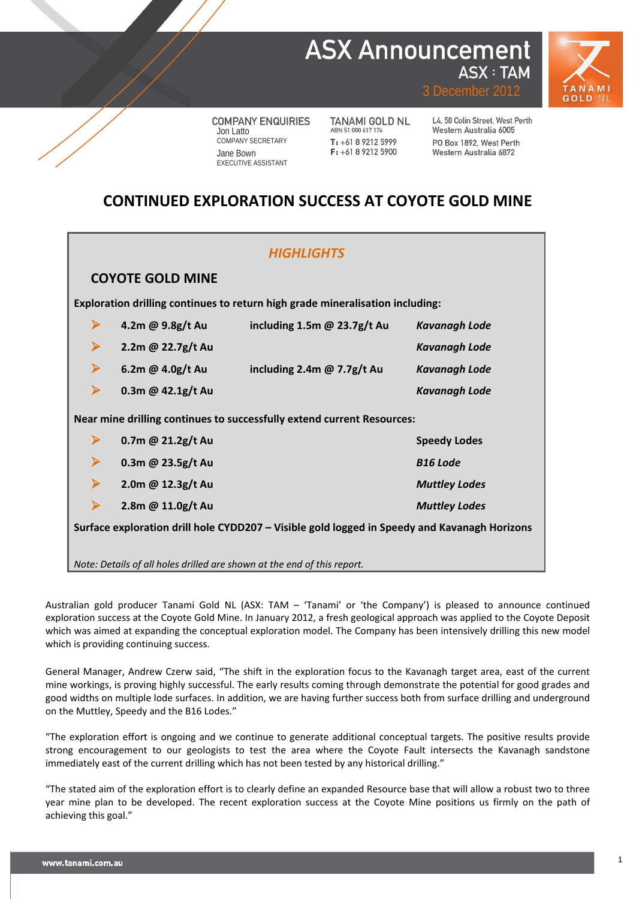# ASX Announcement

**ASX : TAM**

3 December 2012

COMPANY ENQUIRIES
Jon Latto
COMPANY SECRETARY
Jane Bown
EXECUTIVE ASSISTANT

TANAMI GOLD NL
ABN 51 000 617 176
T: +61 8 9212 5999
F: +61 8 9212 5900

L4, 50 Colin Street, West Perth
Western Australia 6005
PO Box 1892, West Perth
Western Australia 6872

## CONTINUED EXPLORATION SUCCESS AT COYOTE GOLD MINE

### *HIGHLIGHTS*

### COYOTE GOLD MINE

**Exploration drilling continues to return high grade mineralisation including:**

- **4.2m @ 9.8g/t Au** **including 1.5m @ 23.7g/t Au** ***Kavanagh Lode***
- **2.2m @ 22.7g/t Au** ***Kavanagh Lode***
- **6.2m @ 4.0g/t Au** **including 2.4m @ 7.7g/t Au** ***Kavanagh Lode***
- **0.3m @ 42.1g/t Au** ***Kavanagh Lode***

**Near mine drilling continues to successfully extend current Resources:**

- **0.7m @ 21.2g/t Au** **Speedy Lodes**
- **0.3m @ 23.5g/t Au** ***B16 Lode***
- **2.0m @ 12.3g/t Au** ***Muttley Lodes***
- **2.8m @ 11.0g/t Au** ***Muttley Lodes***

**Surface exploration drill hole CYDD207 – Visible gold logged in Speedy and Kavanagh Horizons**

*Note: Details of all holes drilled are shown at the end of this report.*

Australian gold producer Tanami Gold NL (ASX: TAM – 'Tanami' or 'the Company') is pleased to announce continued exploration success at the Coyote Gold Mine. In January 2012, a fresh geological approach was applied to the Coyote Deposit which was aimed at expanding the conceptual exploration model. The Company has been intensively drilling this new model which is providing continuing success.

General Manager, Andrew Czerw said, "The shift in the exploration focus to the Kavanagh target area, east of the current mine workings, is proving highly successful. The early results coming through demonstrate the potential for good grades and good widths on multiple lode surfaces. In addition, we are having further success both from surface drilling and underground on the Muttley, Speedy and the B16 Lodes."

"The exploration effort is ongoing and we continue to generate additional conceptual targets. The positive results provide strong encouragement to our geologists to test the area where the Coyote Fault intersects the Kavanagh sandstone immediately east of the current drilling which has not been tested by any historical drilling."

"The stated aim of the exploration effort is to clearly define an expanded Resource base that will allow a robust two to three year mine plan to be developed. The recent exploration success at the Coyote Mine positions us firmly on the path of achieving this goal."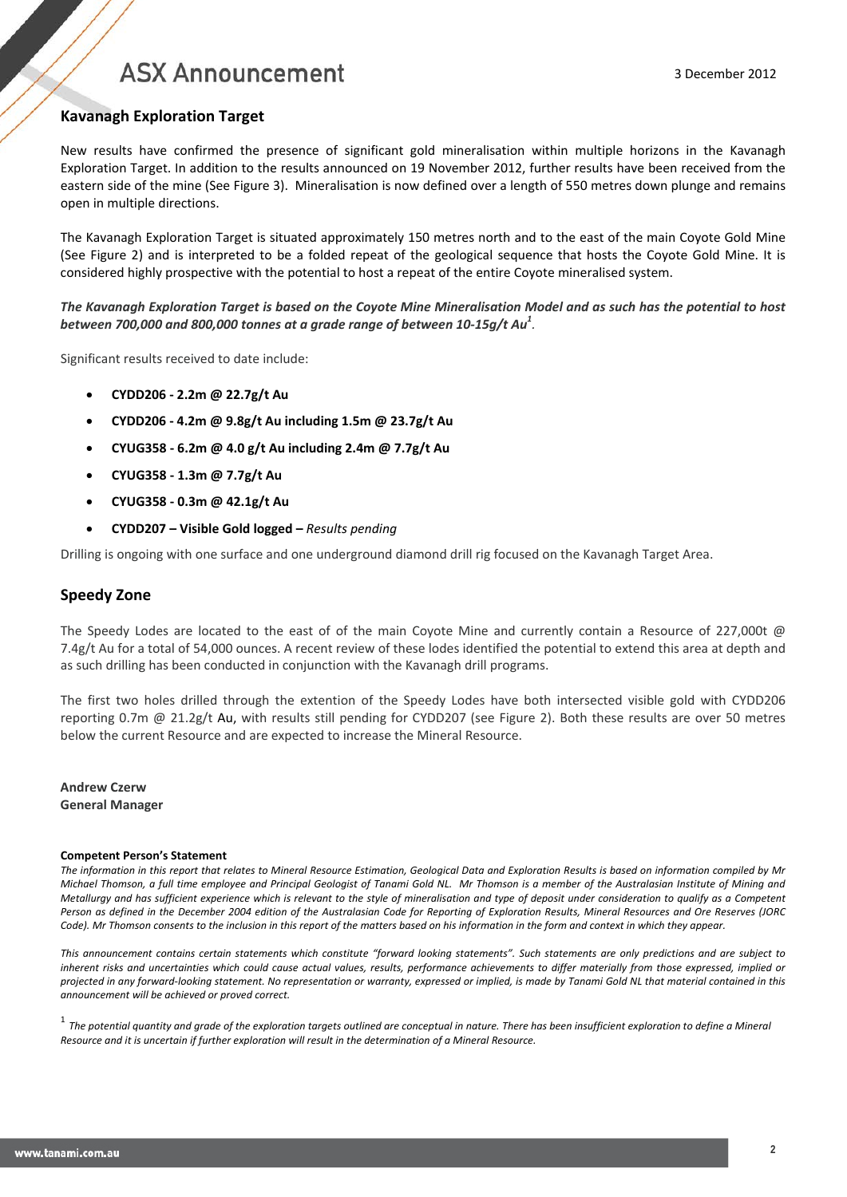## Kavanagh Exploration Target

New results have confirmed the presence of significant gold mineralisation within multiple horizons in the Kavanagh Exploration Target. In addition to the results announced on 19 November 2012, further results have been received from the eastern side of the mine (See Figure 3). Mineralisation is now defined over a length of 550 metres down plunge and remains open in multiple directions.

The Kavanagh Exploration Target is situated approximately 150 metres north and to the east of the main Coyote Gold Mine (See Figure 2) and is interpreted to be a folded repeat of the geological sequence that hosts the Coyote Gold Mine. It is considered highly prospective with the potential to host a repeat of the entire Coyote mineralised system.

***The Kavanagh Exploration Target is based on the Coyote Mine Mineralisation Model and as such has the potential to host between 700,000 and 800,000 tonnes at a grade range of between 10-15g/t Au*[1].**

Significant results received to date include:

- **CYDD206 - 2.2m @ 22.7g/t Au**
- **CYDD206 - 4.2m @ 9.8g/t Au including 1.5m @ 23.7g/t Au**
- **CYUG358 - 6.2m @ 4.0 g/t Au including 2.4m @ 7.7g/t Au**
- **CYUG358 - 1.3m @ 7.7g/t Au**
- **CYUG358 - 0.3m @ 42.1g/t Au**
- **CYDD207 – Visible Gold logged –** *Results pending*

Drilling is ongoing with one surface and one underground diamond drill rig focused on the Kavanagh Target Area.

## Speedy Zone

The Speedy Lodes are located to the east of of the main Coyote Mine and currently contain a Resource of 227,000t @ 7.4g/t Au for a total of 54,000 ounces. A recent review of these lodes identified the potential to extend this area at depth and as such drilling has been conducted in conjunction with the Kavanagh drill programs.

The first two holes drilled through the extention of the Speedy Lodes have both intersected visible gold with CYDD206 reporting 0.7m @ 21.2g/t Au, with results still pending for CYDD207 (see Figure 2). Both these results are over 50 metres below the current Resource and are expected to increase the Mineral Resource.

**Andrew Czerw**
**General Manager**

**Competent Person's Statement**

*The information in this report that relates to Mineral Resource Estimation, Geological Data and Exploration Results is based on information compiled by Mr Michael Thomson, a full time employee and Principal Geologist of Tanami Gold NL. Mr Thomson is a member of the Australasian Institute of Mining and Metallurgy and has sufficient experience which is relevant to the style of mineralisation and type of deposit under consideration to qualify as a Competent Person as defined in the December 2004 edition of the Australasian Code for Reporting of Exploration Results, Mineral Resources and Ore Reserves (JORC Code). Mr Thomson consents to the inclusion in this report of the matters based on his information in the form and context in which they appear.*

*This announcement contains certain statements which constitute "forward looking statements". Such statements are only predictions and are subject to inherent risks and uncertainties which could cause actual values, results, performance achievements to differ materially from those expressed, implied or projected in any forward-looking statement. No representation or warranty, expressed or implied, is made by Tanami Gold NL that material contained in this announcement will be achieved or proved correct.*

[1] *The potential quantity and grade of the exploration targets outlined are conceptual in nature. There has been insufficient exploration to define a Mineral Resource and it is uncertain if further exploration will result in the determination of a Mineral Resource.*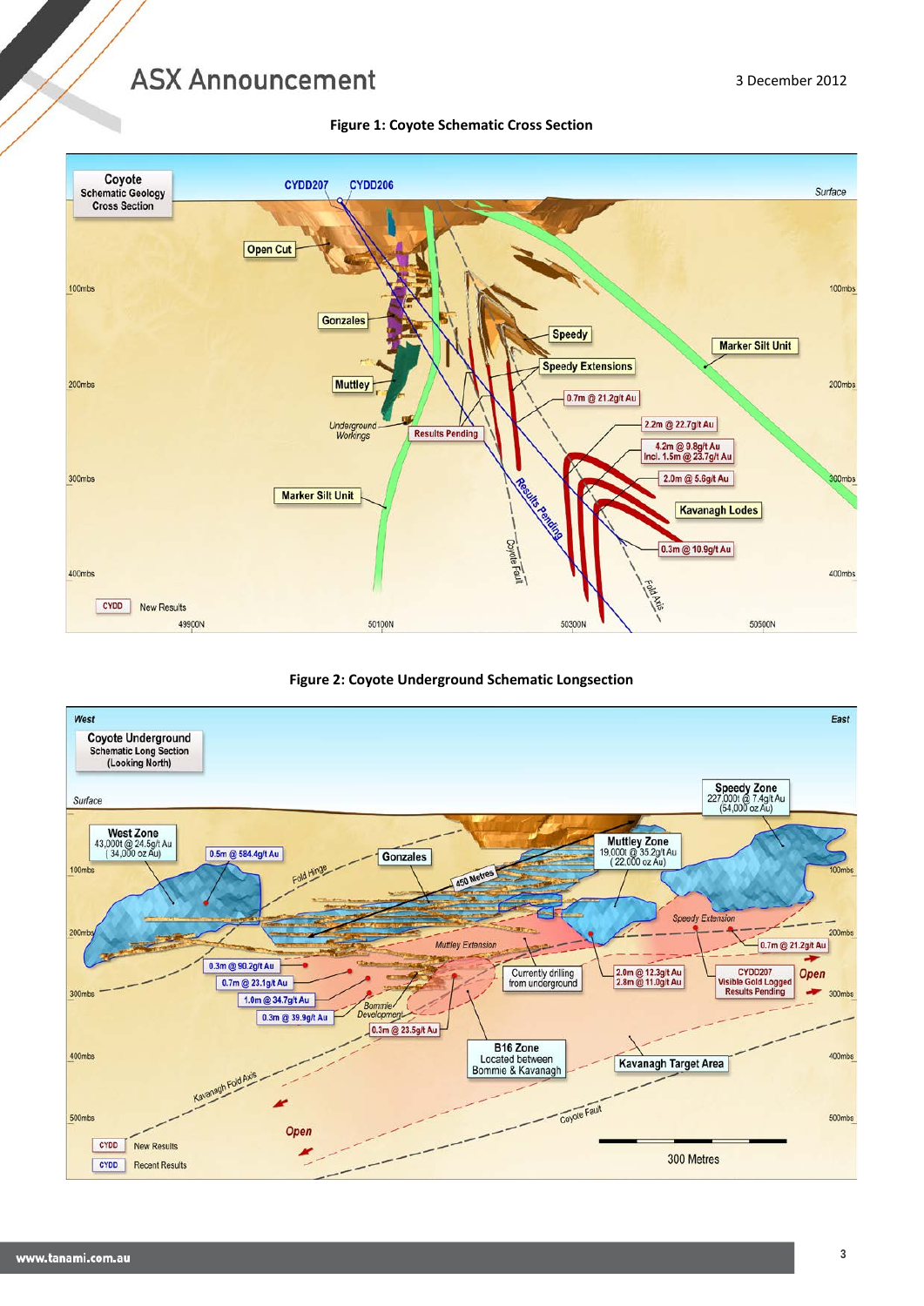**Figure 1: Coyote Schematic Cross Section**

**Figure 2: Coyote Underground Schematic Longsection**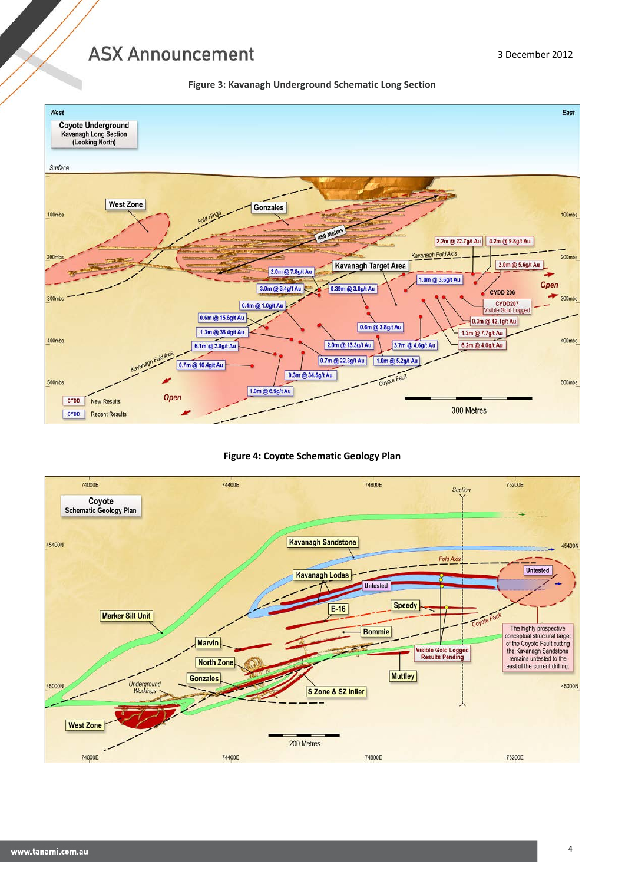**Figure 3: Kavanagh Underground Schematic Long Section**

**Figure 4: Coyote Schematic Geology Plan**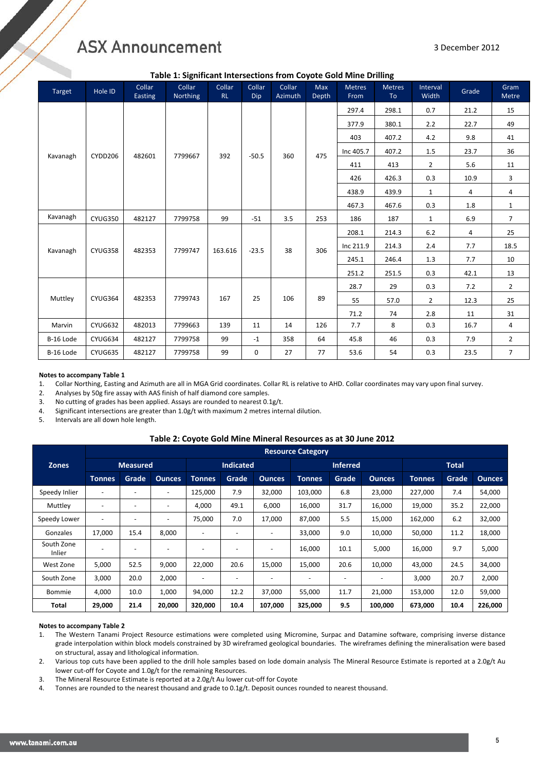# ASX Announcement

3 December 2012

**Table 1: Significant Intersections from Coyote Gold Mine Drilling**

| Target | Hole ID | Collar Easting | Collar Northing | Collar RL | Collar Dip | Collar Azimuth | Max Depth | Metres From | Metres To | Interval Width | Grade | Gram Metre |
|---|---|---|---|---|---|---|---|---|---|---|---|---|
| Kavanagh | CYDD206 | 482601 | 7799667 | 392 | -50.5 | 360 | 475 | 297.4 | 298.1 | 0.7 | 21.2 | 15 |
| | | | | | | | | 377.9 | 380.1 | 2.2 | 22.7 | 49 |
| | | | | | | | | 403 | 407.2 | 4.2 | 9.8 | 41 |
| | | | | | | | | Inc 405.7 | 407.2 | 1.5 | 23.7 | 36 |
| | | | | | | | | 411 | 413 | 2 | 5.6 | 11 |
| | | | | | | | | 426 | 426.3 | 0.3 | 10.9 | 3 |
| | | | | | | | | 438.9 | 439.9 | 1 | 4 | 4 |
| | | | | | | | | 467.3 | 467.6 | 0.3 | 1.8 | 1 |
| Kavanagh | CYUG350 | 482127 | 7799758 | 99 | -51 | 3.5 | 253 | 186 | 187 | 1 | 6.9 | 7 |
| Kavanagh | CYUG358 | 482353 | 7799747 | 163.616 | -23.5 | 38 | 306 | 208.1 | 214.3 | 6.2 | 4 | 25 |
| | | | | | | | | Inc 211.9 | 214.3 | 2.4 | 7.7 | 18.5 |
| | | | | | | | | 245.1 | 246.4 | 1.3 | 7.7 | 10 |
| | | | | | | | | 251.2 | 251.5 | 0.3 | 42.1 | 13 |
| Muttley | CYUG364 | 482353 | 7799743 | 167 | 25 | 106 | 89 | 28.7 | 29 | 0.3 | 7.2 | 2 |
| | | | | | | | | 55 | 57.0 | 2 | 12.3 | 25 |
| | | | | | | | | 71.2 | 74 | 2.8 | 11 | 31 |
| Marvin | CYUG632 | 482013 | 7799663 | 139 | 11 | 14 | 126 | 7.7 | 8 | 0.3 | 16.7 | 4 |
| B-16 Lode | CYUG634 | 482127 | 7799758 | 99 | -1 | 358 | 64 | 45.8 | 46 | 0.3 | 7.9 | 2 |
| B-16 Lode | CYUG635 | 482127 | 7799758 | 99 | 0 | 27 | 77 | 53.6 | 54 | 0.3 | 23.5 | 7 |

**Notes to accompany Table 1**

1. Collar Northing, Easting and Azimuth are all in MGA Grid coordinates. Collar RL is relative to AHD. Collar coordinates may vary upon final survey.
2. Analyses by 50g fire assay with AAS finish of half diamond core samples.
3. No cutting of grades has been applied. Assays are rounded to nearest 0.1g/t.
4. Significant intersections are greater than 1.0g/t with maximum 2 metres internal dilution.
5. Intervals are all down hole length.

**Table 2: Coyote Gold Mine Mineral Resources as at 30 June 2012**

| Zones | Resource Category | | | | | | | | | | | |
|---|---|---|---|---|---|---|---|---|---|---|---|---|
| | Measured | | | Indicated | | | Inferred | | | Total | | |
| | Tonnes | Grade | Ounces | Tonnes | Grade | Ounces | Tonnes | Grade | Ounces | Tonnes | Grade | Ounces |
| Speedy Inlier | - | - | - | 125,000 | 7.9 | 32,000 | 103,000 | 6.8 | 23,000 | 227,000 | 7.4 | 54,000 |
| Muttley | - | - | - | 4,000 | 49.1 | 6,000 | 16,000 | 31.7 | 16,000 | 19,000 | 35.2 | 22,000 |
| Speedy Lower | - | - | - | 75,000 | 7.0 | 17,000 | 87,000 | 5.5 | 15,000 | 162,000 | 6.2 | 32,000 |
| Gonzales | 17,000 | 15.4 | 8,000 | - | - | - | 33,000 | 9.0 | 10,000 | 50,000 | 11.2 | 18,000 |
| South Zone Inlier | - | - | - | - | - | - | 16,000 | 10.1 | 5,000 | 16,000 | 9.7 | 5,000 |
| West Zone | 5,000 | 52.5 | 9,000 | 22,000 | 20.6 | 15,000 | 15,000 | 20.6 | 10,000 | 43,000 | 24.5 | 34,000 |
| South Zone | 3,000 | 20.0 | 2,000 | - | - | - | - | - | - | 3,000 | 20.7 | 2,000 |
| Bommie | 4,000 | 10.0 | 1,000 | 94,000 | 12.2 | 37,000 | 55,000 | 11.7 | 21,000 | 153,000 | 12.0 | 59,000 |
| **Total** | **29,000** | **21.4** | **20,000** | **320,000** | **10.4** | **107,000** | **325,000** | **9.5** | **100,000** | **673,000** | **10.4** | **226,000** |

**Notes to accompany Table 2**

1. The Western Tanami Project Resource estimations were completed using Micromine, Surpac and Datamine software, comprising inverse distance grade interpolation within block models constrained by 3D wireframed geological boundaries. The wireframes defining the mineralisation were based on structural, assay and lithological information.
2. Various top cuts have been applied to the drill hole samples based on lode domain analysis The Mineral Resource Estimate is reported at a 2.0g/t Au lower cut-off for Coyote and 1.0g/t for the remaining Resources.
3. The Mineral Resource Estimate is reported at a 2.0g/t Au lower cut-off for Coyote
4. Tonnes are rounded to the nearest thousand and grade to 0.1g/t. Deposit ounces rounded to nearest thousand.

www.tanami.com.au